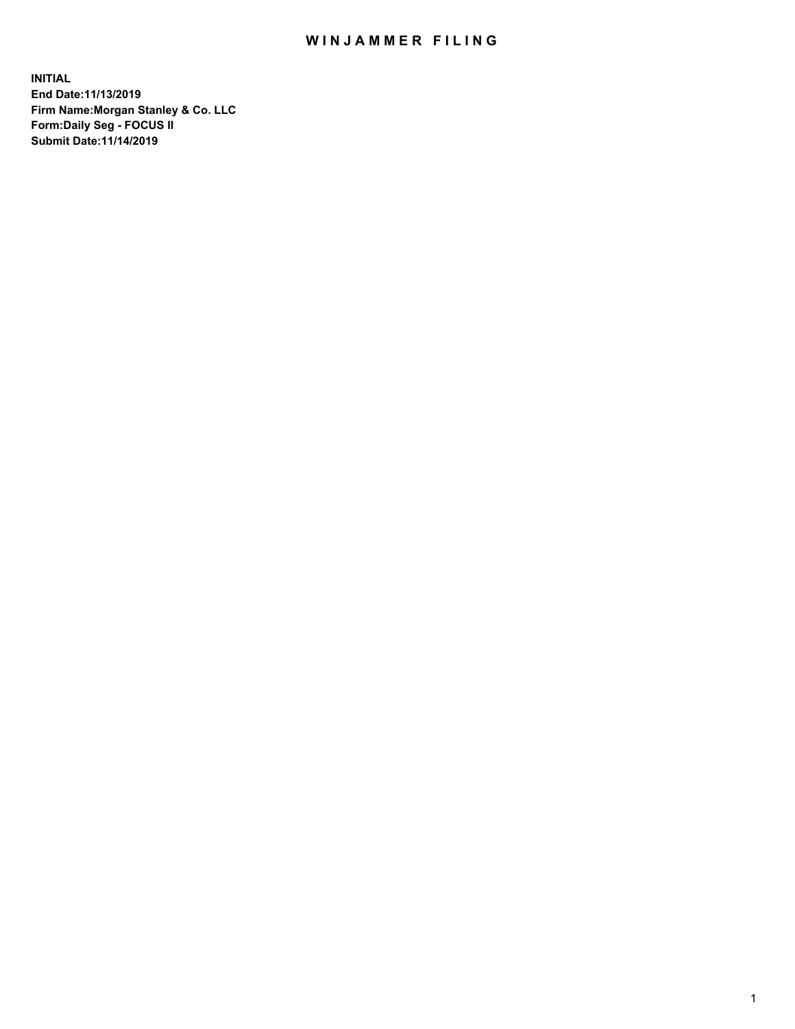# WINJAMMER FILING

**INITIAL**
**End Date:11/13/2019**
**Firm Name:Morgan Stanley & Co. LLC**
**Form:Daily Seg - FOCUS II**
**Submit Date:11/14/2019**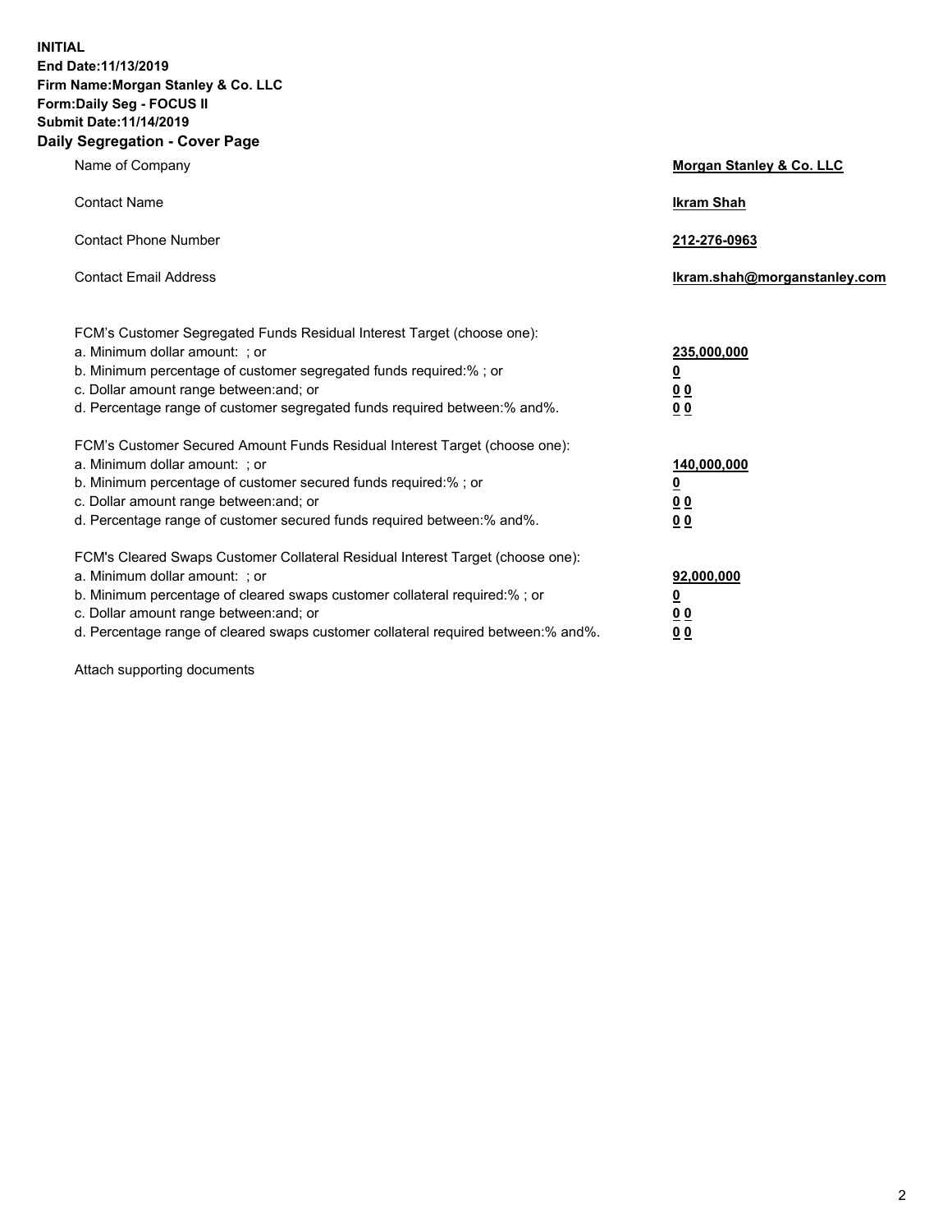**INITIAL**
**End Date:11/13/2019**
**Firm Name:Morgan Stanley & Co. LLC**
**Form:Daily Seg - FOCUS II**
**Submit Date:11/14/2019**

## Daily Segregation - Cover Page

| | |
|---|---|
| Name of Company | **Morgan Stanley & Co. LLC** |
| Contact Name | **Ikram Shah** |
| Contact Phone Number | **212-276-0963** |
| Contact Email Address | **Ikram.shah@morganstanley.com** |

FCM's Customer Segregated Funds Residual Interest Target (choose one):

| | |
|---|---|
| a. Minimum dollar amount: ; or | **235,000,000** |
| b. Minimum percentage of customer segregated funds required:% ; or | **0** |
| c. Dollar amount range between:and; or | **0 0** |
| d. Percentage range of customer segregated funds required between:% and%. | **0 0** |

FCM's Customer Secured Amount Funds Residual Interest Target (choose one):

| | |
|---|---|
| a. Minimum dollar amount: ; or | **140,000,000** |
| b. Minimum percentage of customer secured funds required:% ; or | **0** |
| c. Dollar amount range between:and; or | **0 0** |
| d. Percentage range of customer secured funds required between:% and%. | **0 0** |

FCM's Cleared Swaps Customer Collateral Residual Interest Target (choose one):

| | |
|---|---|
| a. Minimum dollar amount: ; or | **92,000,000** |
| b. Minimum percentage of cleared swaps customer collateral required:% ; or | **0** |
| c. Dollar amount range between:and; or | **0 0** |
| d. Percentage range of cleared swaps customer collateral required between:% and%. | **0 0** |

Attach supporting documents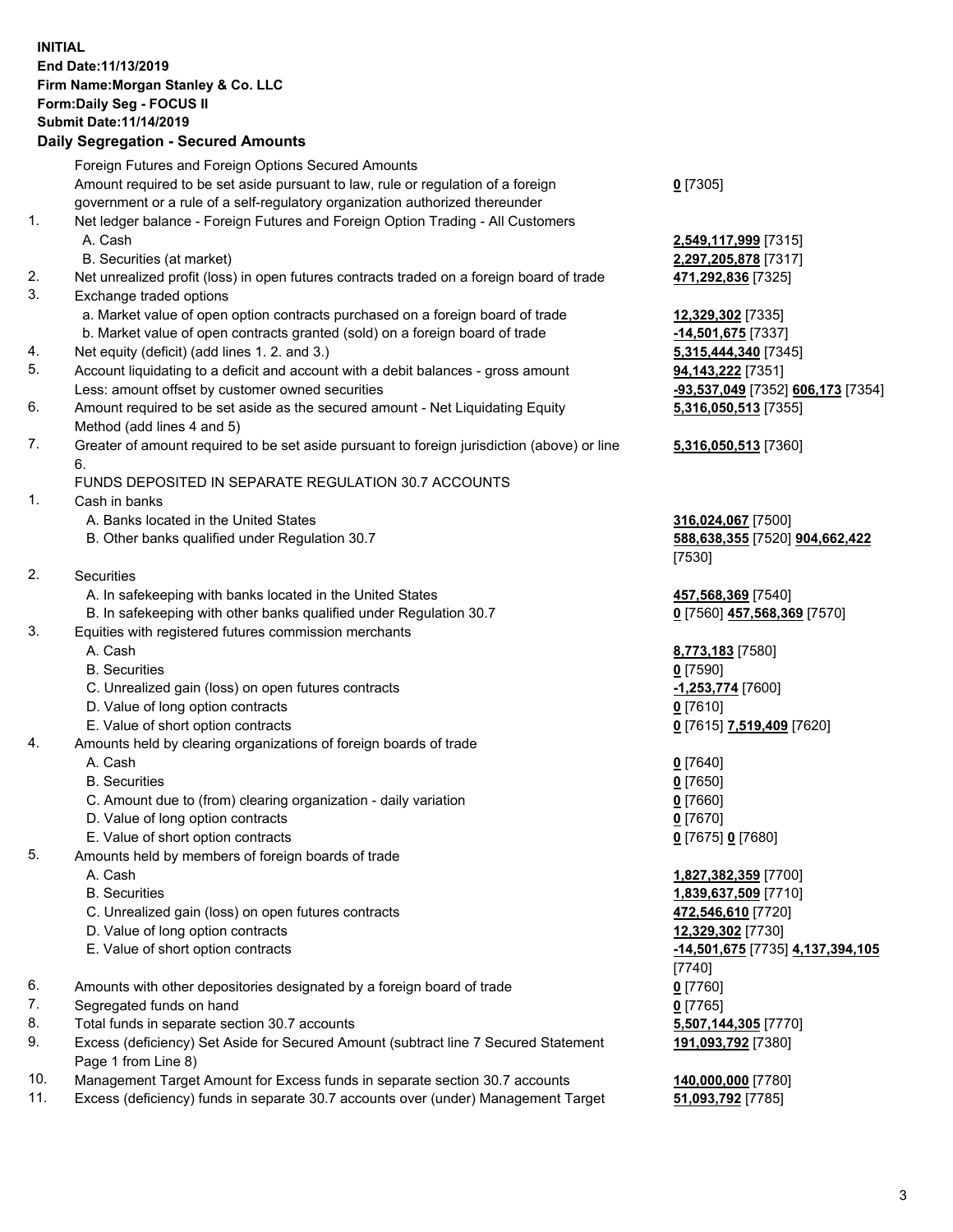**INITIAL**
**End Date:11/13/2019**
**Firm Name:Morgan Stanley & Co. LLC**
**Form:Daily Seg - FOCUS II**
**Submit Date:11/14/2019**

## Daily Segregation - Secured Amounts

| | | |
|---|---|---|
| | Foreign Futures and Foreign Options Secured Amounts | |
| | Amount required to be set aside pursuant to law, rule or regulation of a foreign government or a rule of a self-regulatory organization authorized thereunder | **0** [7305] |
| 1. | Net ledger balance - Foreign Futures and Foreign Option Trading - All Customers | |
| | A. Cash | **2,549,117,999** [7315] |
| | B. Securities (at market) | **2,297,205,878** [7317] |
| 2. | Net unrealized profit (loss) in open futures contracts traded on a foreign board of trade | **471,292,836** [7325] |
| 3. | Exchange traded options | |
| | a. Market value of open option contracts purchased on a foreign board of trade | **12,329,302** [7335] |
| | b. Market value of open contracts granted (sold) on a foreign board of trade | **-14,501,675** [7337] |
| 4. | Net equity (deficit) (add lines 1. 2. and 3.) | **5,315,444,340** [7345] |
| 5. | Account liquidating to a deficit and account with a debit balances - gross amount | **94,143,222** [7351] |
| | Less: amount offset by customer owned securities | **-93,537,049** [7352] **606,173** [7354] |
| 6. | Amount required to be set aside as the secured amount - Net Liquidating Equity Method (add lines 4 and 5) | **5,316,050,513** [7355] |
| 7. | Greater of amount required to be set aside pursuant to foreign jurisdiction (above) or line 6. | **5,316,050,513** [7360] |
| | FUNDS DEPOSITED IN SEPARATE REGULATION 30.7 ACCOUNTS | |
| 1. | Cash in banks | |
| | A. Banks located in the United States | **316,024,067** [7500] |
| | B. Other banks qualified under Regulation 30.7 | **588,638,355** [7520] **904,662,422** [7530] |
| 2. | Securities | |
| | A. In safekeeping with banks located in the United States | **457,568,369** [7540] |
| | B. In safekeeping with other banks qualified under Regulation 30.7 | **0** [7560] **457,568,369** [7570] |
| 3. | Equities with registered futures commission merchants | |
| | A. Cash | **8,773,183** [7580] |
| | B. Securities | **0** [7590] |
| | C. Unrealized gain (loss) on open futures contracts | **-1,253,774** [7600] |
| | D. Value of long option contracts | **0** [7610] |
| | E. Value of short option contracts | **0** [7615] **7,519,409** [7620] |
| 4. | Amounts held by clearing organizations of foreign boards of trade | |
| | A. Cash | **0** [7640] |
| | B. Securities | **0** [7650] |
| | C. Amount due to (from) clearing organization - daily variation | **0** [7660] |
| | D. Value of long option contracts | **0** [7670] |
| | E. Value of short option contracts | **0** [7675] **0** [7680] |
| 5. | Amounts held by members of foreign boards of trade | |
| | A. Cash | **1,827,382,359** [7700] |
| | B. Securities | **1,839,637,509** [7710] |
| | C. Unrealized gain (loss) on open futures contracts | **472,546,610** [7720] |
| | D. Value of long option contracts | **12,329,302** [7730] |
| | E. Value of short option contracts | **-14,501,675** [7735] **4,137,394,105** [7740] |
| 6. | Amounts with other depositories designated by a foreign board of trade | **0** [7760] |
| 7. | Segregated funds on hand | **0** [7765] |
| 8. | Total funds in separate section 30.7 accounts | **5,507,144,305** [7770] |
| 9. | Excess (deficiency) Set Aside for Secured Amount (subtract line 7 Secured Statement Page 1 from Line 8) | **191,093,792** [7380] |
| 10. | Management Target Amount for Excess funds in separate section 30.7 accounts | **140,000,000** [7780] |
| 11. | Excess (deficiency) funds in separate 30.7 accounts over (under) Management Target | **51,093,792** [7785] |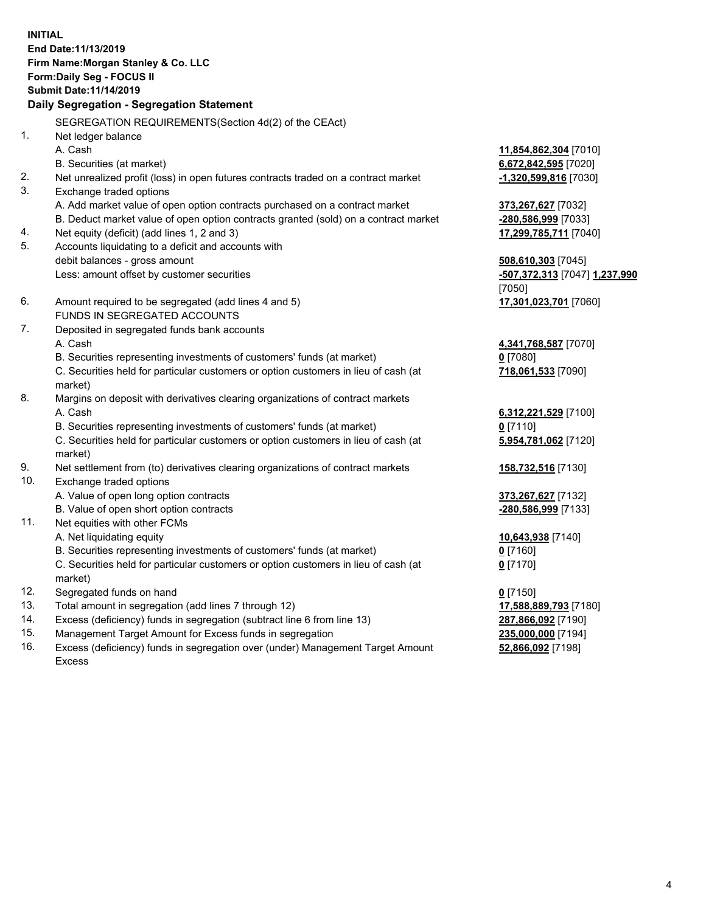**INITIAL**
**End Date:11/13/2019**
**Firm Name:Morgan Stanley & Co. LLC**
**Form:Daily Seg - FOCUS II**
**Submit Date:11/14/2019**

## Daily Segregation - Segregation Statement

SEGREGATION REQUIREMENTS(Section 4d(2) of the CEAct)

| | | |
|---|---|---|
| 1. | Net ledger balance | |
| | A. Cash | **11,854,862,304** [7010] |
| | B. Securities (at market) | **6,672,842,595** [7020] |
| 2. | Net unrealized profit (loss) in open futures contracts traded on a contract market | **-1,320,599,816** [7030] |
| 3. | Exchange traded options | |
| | A. Add market value of open option contracts purchased on a contract market | **373,267,627** [7032] |
| | B. Deduct market value of open option contracts granted (sold) on a contract market | **-280,586,999** [7033] |
| 4. | Net equity (deficit) (add lines 1, 2 and 3) | **17,299,785,711** [7040] |
| 5. | Accounts liquidating to a deficit and accounts with debit balances - gross amount | **508,610,303** [7045] |
| | Less: amount offset by customer securities | **-507,372,313** [7047] **1,237,990** [7050] |
| 6. | Amount required to be segregated (add lines 4 and 5) | **17,301,023,701** [7060] |
| | FUNDS IN SEGREGATED ACCOUNTS | |
| 7. | Deposited in segregated funds bank accounts | |
| | A. Cash | **4,341,768,587** [7070] |
| | B. Securities representing investments of customers' funds (at market) | **0** [7080] |
| | C. Securities held for particular customers or option customers in lieu of cash (at market) | **718,061,533** [7090] |
| 8. | Margins on deposit with derivatives clearing organizations of contract markets | |
| | A. Cash | **6,312,221,529** [7100] |
| | B. Securities representing investments of customers' funds (at market) | **0** [7110] |
| | C. Securities held for particular customers or option customers in lieu of cash (at market) | **5,954,781,062** [7120] |
| 9. | Net settlement from (to) derivatives clearing organizations of contract markets | **158,732,516** [7130] |
| 10. | Exchange traded options | |
| | A. Value of open long option contracts | **373,267,627** [7132] |
| | B. Value of open short option contracts | **-280,586,999** [7133] |
| 11. | Net equities with other FCMs | |
| | A. Net liquidating equity | **10,643,938** [7140] |
| | B. Securities representing investments of customers' funds (at market) | **0** [7160] |
| | C. Securities held for particular customers or option customers in lieu of cash (at market) | **0** [7170] |
| 12. | Segregated funds on hand | **0** [7150] |
| 13. | Total amount in segregation (add lines 7 through 12) | **17,588,889,793** [7180] |
| 14. | Excess (deficiency) funds in segregation (subtract line 6 from line 13) | **287,866,092** [7190] |
| 15. | Management Target Amount for Excess funds in segregation | **235,000,000** [7194] |
| 16. | Excess (deficiency) funds in segregation over (under) Management Target Amount Excess | **52,866,092** [7198] |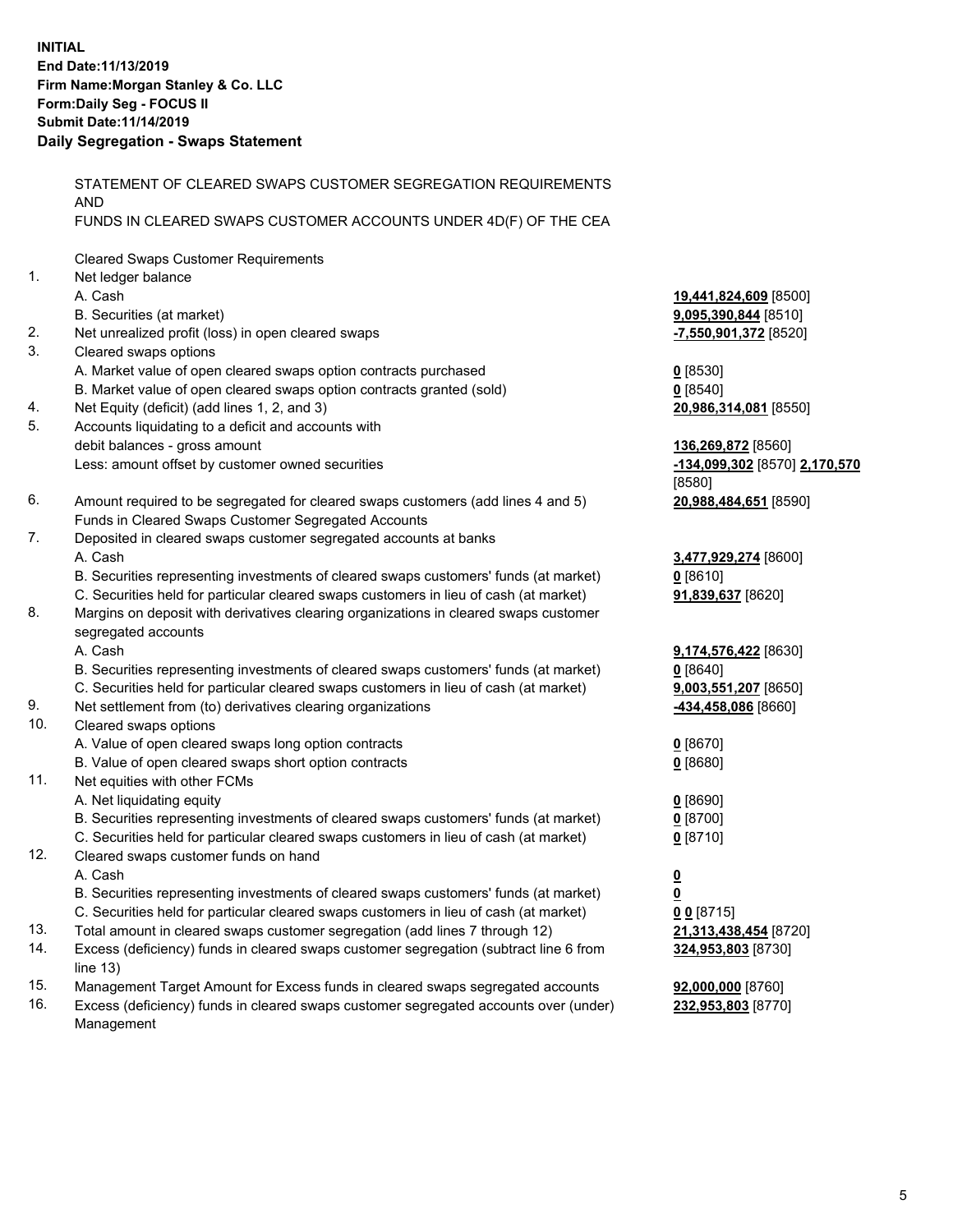**INITIAL**
**End Date:11/13/2019**
**Firm Name:Morgan Stanley & Co. LLC**
**Form:Daily Seg - FOCUS II**
**Submit Date:11/14/2019**
**Daily Segregation - Swaps Statement**

STATEMENT OF CLEARED SWAPS CUSTOMER SEGREGATION REQUIREMENTS AND FUNDS IN CLEARED SWAPS CUSTOMER ACCOUNTS UNDER 4D(F) OF THE CEA

| | | |
|---|---|---|
| | Cleared Swaps Customer Requirements | |
| 1. | Net ledger balance | |
| | A. Cash | **19,441,824,609** [8500] |
| | B. Securities (at market) | **9,095,390,844** [8510] |
| 2. | Net unrealized profit (loss) in open cleared swaps | **-7,550,901,372** [8520] |
| 3. | Cleared swaps options | |
| | A. Market value of open cleared swaps option contracts purchased | **0** [8530] |
| | B. Market value of open cleared swaps option contracts granted (sold) | **0** [8540] |
| 4. | Net Equity (deficit) (add lines 1, 2, and 3) | **20,986,314,081** [8550] |
| 5. | Accounts liquidating to a deficit and accounts with debit balances - gross amount | **136,269,872** [8560] |
| | Less: amount offset by customer owned securities | **-134,099,302** [8570] **2,170,570** [8580] |
| 6. | Amount required to be segregated for cleared swaps customers (add lines 4 and 5) | **20,988,484,651** [8590] |
| | Funds in Cleared Swaps Customer Segregated Accounts | |
| 7. | Deposited in cleared swaps customer segregated accounts at banks | |
| | A. Cash | **3,477,929,274** [8600] |
| | B. Securities representing investments of cleared swaps customers' funds (at market) | **0** [8610] |
| | C. Securities held for particular cleared swaps customers in lieu of cash (at market) | **91,839,637** [8620] |
| 8. | Margins on deposit with derivatives clearing organizations in cleared swaps customer segregated accounts | |
| | A. Cash | **9,174,576,422** [8630] |
| | B. Securities representing investments of cleared swaps customers' funds (at market) | **0** [8640] |
| | C. Securities held for particular cleared swaps customers in lieu of cash (at market) | **9,003,551,207** [8650] |
| 9. | Net settlement from (to) derivatives clearing organizations | **-434,458,086** [8660] |
| 10. | Cleared swaps options | |
| | A. Value of open cleared swaps long option contracts | **0** [8670] |
| | B. Value of open cleared swaps short option contracts | **0** [8680] |
| 11. | Net equities with other FCMs | |
| | A. Net liquidating equity | **0** [8690] |
| | B. Securities representing investments of cleared swaps customers' funds (at market) | **0** [8700] |
| | C. Securities held for particular cleared swaps customers in lieu of cash (at market) | **0** [8710] |
| 12. | Cleared swaps customer funds on hand | |
| | A. Cash | **0** |
| | B. Securities representing investments of cleared swaps customers' funds (at market) | **0** |
| | C. Securities held for particular cleared swaps customers in lieu of cash (at market) | **0** **0** [8715] |
| 13. | Total amount in cleared swaps customer segregation (add lines 7 through 12) | **21,313,438,454** [8720] |
| 14. | Excess (deficiency) funds in cleared swaps customer segregation (subtract line 6 from line 13) | **324,953,803** [8730] |
| 15. | Management Target Amount for Excess funds in cleared swaps segregated accounts | **92,000,000** [8760] |
| 16. | Excess (deficiency) funds in cleared swaps customer segregated accounts over (under) Management | **232,953,803** [8770] |